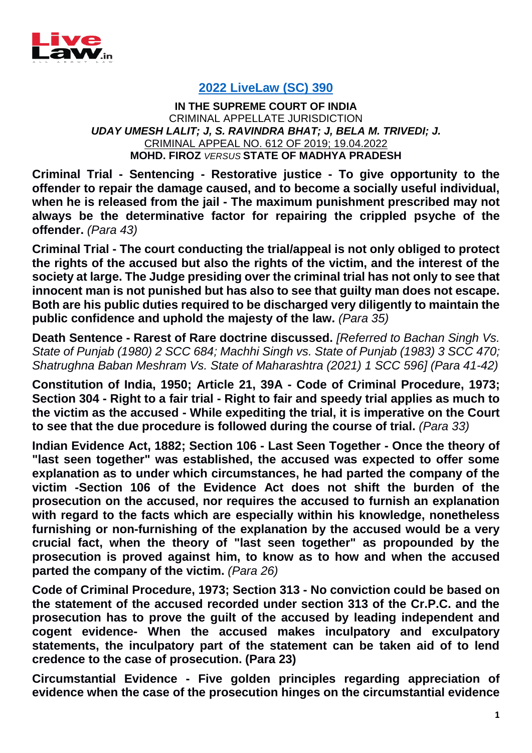**2022 LiveLaw (SC) 390**

**IN THE SUPREME COURT OF INDIA**
CRIMINAL APPELLATE JURISDICTION
***UDAY UMESH LALIT; J, S. RAVINDRA BHAT; J, BELA M. TRIVEDI; J.***
CRIMINAL APPEAL NO. 612 OF 2019; 19.04.2022
**MOHD. FIROZ** *VERSUS* **STATE OF MADHYA PRADESH**

**Criminal Trial - Sentencing - Restorative justice - To give opportunity to the offender to repair the damage caused, and to become a socially useful individual, when he is released from the jail - The maximum punishment prescribed may not always be the determinative factor for repairing the crippled psyche of the offender.** *(Para 43)*

**Criminal Trial - The court conducting the trial/appeal is not only obliged to protect the rights of the accused but also the rights of the victim, and the interest of the society at large. The Judge presiding over the criminal trial has not only to see that innocent man is not punished but has also to see that guilty man does not escape. Both are his public duties required to be discharged very diligently to maintain the public confidence and uphold the majesty of the law.** *(Para 35)*

**Death Sentence - Rarest of Rare doctrine discussed.** *[Referred to Bachan Singh Vs. State of Punjab (1980) 2 SCC 684; Machhi Singh vs. State of Punjab (1983) 3 SCC 470; Shatrughna Baban Meshram Vs. State of Maharashtra (2021) 1 SCC 596] (Para 41-42)*

**Constitution of India, 1950; Article 21, 39A - Code of Criminal Procedure, 1973; Section 304 - Right to a fair trial - Right to fair and speedy trial applies as much to the victim as the accused - While expediting the trial, it is imperative on the Court to see that the due procedure is followed during the course of trial.** *(Para 33)*

**Indian Evidence Act, 1882; Section 106 - Last Seen Together - Once the theory of "last seen together" was established, the accused was expected to offer some explanation as to under which circumstances, he had parted the company of the victim -Section 106 of the Evidence Act does not shift the burden of the prosecution on the accused, nor requires the accused to furnish an explanation with regard to the facts which are especially within his knowledge, nonetheless furnishing or non-furnishing of the explanation by the accused would be a very crucial fact, when the theory of "last seen together" as propounded by the prosecution is proved against him, to know as to how and when the accused parted the company of the victim.** *(Para 26)*

**Code of Criminal Procedure, 1973; Section 313 - No conviction could be based on the statement of the accused recorded under section 313 of the Cr.P.C. and the prosecution has to prove the guilt of the accused by leading independent and cogent evidence- When the accused makes inculpatory and exculpatory statements, the inculpatory part of the statement can be taken aid of to lend credence to the case of prosecution. (Para 23)**

**Circumstantial Evidence - Five golden principles regarding appreciation of evidence when the case of the prosecution hinges on the circumstantial evidence**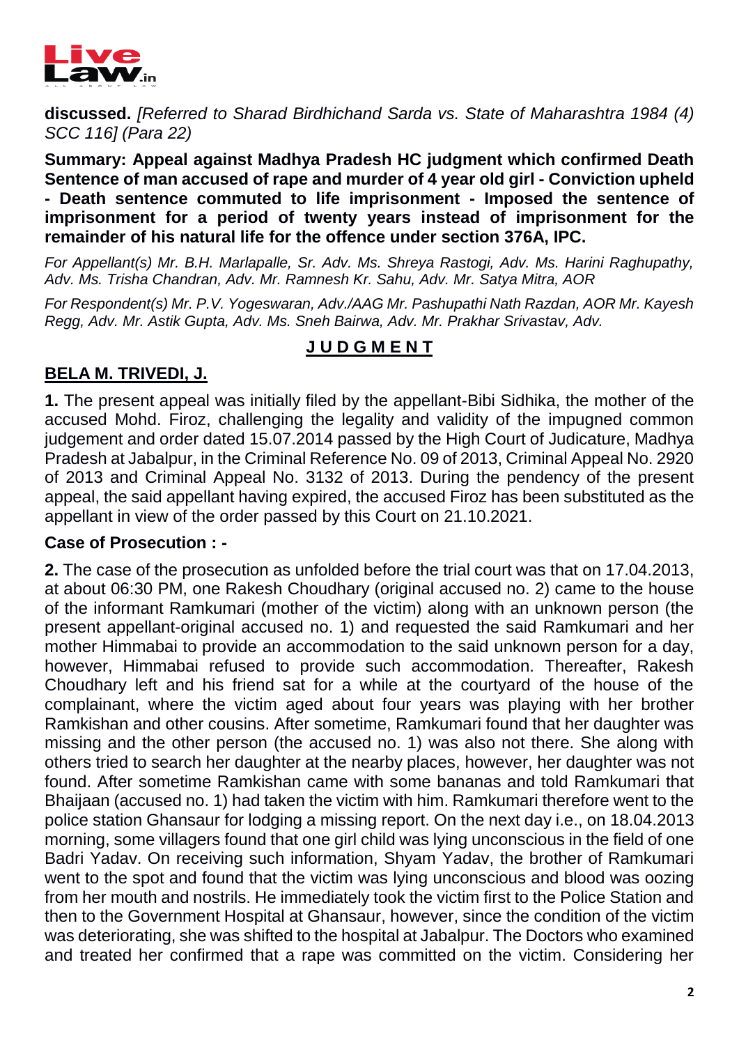**discussed.** *[Referred to Sharad Birdhichand Sarda vs. State of Maharashtra 1984 (4) SCC 116] (Para 22)*

**Summary: Appeal against Madhya Pradesh HC judgment which confirmed Death Sentence of man accused of rape and murder of 4 year old girl - Conviction upheld - Death sentence commuted to life imprisonment - Imposed the sentence of imprisonment for a period of twenty years instead of imprisonment for the remainder of his natural life for the offence under section 376A, IPC.**

*For Appellant(s) Mr. B.H. Marlapalle, Sr. Adv. Ms. Shreya Rastogi, Adv. Ms. Harini Raghupathy, Adv. Ms. Trisha Chandran, Adv. Mr. Ramnesh Kr. Sahu, Adv. Mr. Satya Mitra, AOR*

*For Respondent(s) Mr. P.V. Yogeswaran, Adv./AAG Mr. Pashupathi Nath Razdan, AOR Mr. Kayesh Regg, Adv. Mr. Astik Gupta, Adv. Ms. Sneh Bairwa, Adv. Mr. Prakhar Srivastav, Adv.*

## **J U D G M E N T**

**BELA M. TRIVEDI, J.**

**1.** The present appeal was initially filed by the appellant-Bibi Sidhika, the mother of the accused Mohd. Firoz, challenging the legality and validity of the impugned common judgement and order dated 15.07.2014 passed by the High Court of Judicature, Madhya Pradesh at Jabalpur, in the Criminal Reference No. 09 of 2013, Criminal Appeal No. 2920 of 2013 and Criminal Appeal No. 3132 of 2013. During the pendency of the present appeal, the said appellant having expired, the accused Firoz has been substituted as the appellant in view of the order passed by this Court on 21.10.2021.

**Case of Prosecution : -**

**2.** The case of the prosecution as unfolded before the trial court was that on 17.04.2013, at about 06:30 PM, one Rakesh Choudhary (original accused no. 2) came to the house of the informant Ramkumari (mother of the victim) along with an unknown person (the present appellant-original accused no. 1) and requested the said Ramkumari and her mother Himmabai to provide an accommodation to the said unknown person for a day, however, Himmabai refused to provide such accommodation. Thereafter, Rakesh Choudhary left and his friend sat for a while at the courtyard of the house of the complainant, where the victim aged about four years was playing with her brother Ramkishan and other cousins. After sometime, Ramkumari found that her daughter was missing and the other person (the accused no. 1) was also not there. She along with others tried to search her daughter at the nearby places, however, her daughter was not found. After sometime Ramkishan came with some bananas and told Ramkumari that Bhaijaan (accused no. 1) had taken the victim with him. Ramkumari therefore went to the police station Ghansaur for lodging a missing report. On the next day i.e., on 18.04.2013 morning, some villagers found that one girl child was lying unconscious in the field of one Badri Yadav. On receiving such information, Shyam Yadav, the brother of Ramkumari went to the spot and found that the victim was lying unconscious and blood was oozing from her mouth and nostrils. He immediately took the victim first to the Police Station and then to the Government Hospital at Ghansaur, however, since the condition of the victim was deteriorating, she was shifted to the hospital at Jabalpur. The Doctors who examined and treated her confirmed that a rape was committed on the victim. Considering her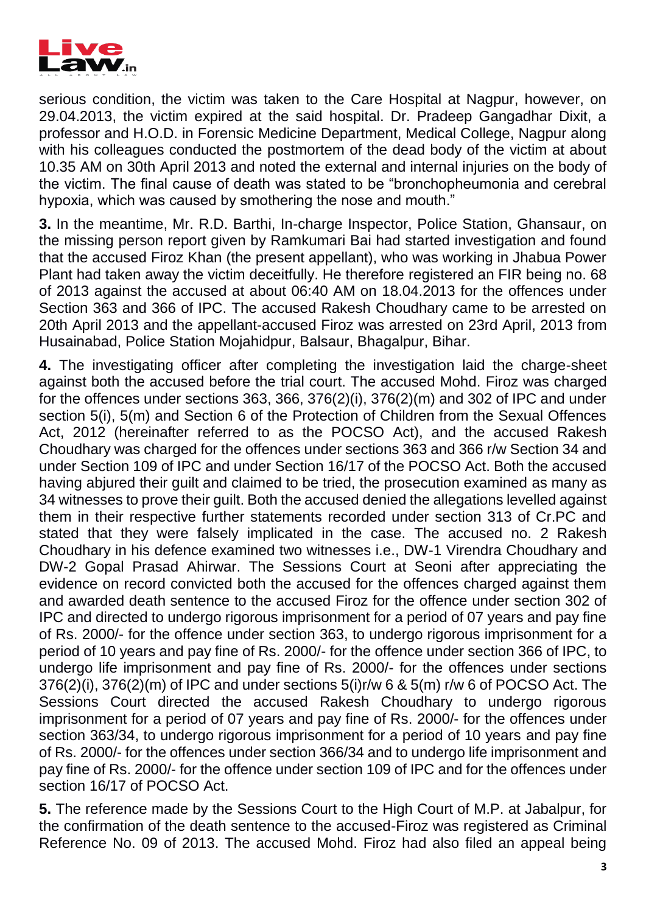serious condition, the victim was taken to the Care Hospital at Nagpur, however, on 29.04.2013, the victim expired at the said hospital. Dr. Pradeep Gangadhar Dixit, a professor and H.O.D. in Forensic Medicine Department, Medical College, Nagpur along with his colleagues conducted the postmortem of the dead body of the victim at about 10.35 AM on 30th April 2013 and noted the external and internal injuries on the body of the victim. The final cause of death was stated to be "bronchopheumonia and cerebral hypoxia, which was caused by smothering the nose and mouth."

**3.** In the meantime, Mr. R.D. Barthi, In-charge Inspector, Police Station, Ghansaur, on the missing person report given by Ramkumari Bai had started investigation and found that the accused Firoz Khan (the present appellant), who was working in Jhabua Power Plant had taken away the victim deceitfully. He therefore registered an FIR being no. 68 of 2013 against the accused at about 06:40 AM on 18.04.2013 for the offences under Section 363 and 366 of IPC. The accused Rakesh Choudhary came to be arrested on 20th April 2013 and the appellant-accused Firoz was arrested on 23rd April, 2013 from Husainabad, Police Station Mojahidpur, Balsaur, Bhagalpur, Bihar.

**4.** The investigating officer after completing the investigation laid the charge-sheet against both the accused before the trial court. The accused Mohd. Firoz was charged for the offences under sections 363, 366, 376(2)(i), 376(2)(m) and 302 of IPC and under section 5(i), 5(m) and Section 6 of the Protection of Children from the Sexual Offences Act, 2012 (hereinafter referred to as the POCSO Act), and the accused Rakesh Choudhary was charged for the offences under sections 363 and 366 r/w Section 34 and under Section 109 of IPC and under Section 16/17 of the POCSO Act. Both the accused having abjured their guilt and claimed to be tried, the prosecution examined as many as 34 witnesses to prove their guilt. Both the accused denied the allegations levelled against them in their respective further statements recorded under section 313 of Cr.PC and stated that they were falsely implicated in the case. The accused no. 2 Rakesh Choudhary in his defence examined two witnesses i.e., DW-1 Virendra Choudhary and DW-2 Gopal Prasad Ahirwar. The Sessions Court at Seoni after appreciating the evidence on record convicted both the accused for the offences charged against them and awarded death sentence to the accused Firoz for the offence under section 302 of IPC and directed to undergo rigorous imprisonment for a period of 07 years and pay fine of Rs. 2000/- for the offence under section 363, to undergo rigorous imprisonment for a period of 10 years and pay fine of Rs. 2000/- for the offence under section 366 of IPC, to undergo life imprisonment and pay fine of Rs. 2000/- for the offences under sections 376(2)(i), 376(2)(m) of IPC and under sections 5(i)r/w 6 & 5(m) r/w 6 of POCSO Act. The Sessions Court directed the accused Rakesh Choudhary to undergo rigorous imprisonment for a period of 07 years and pay fine of Rs. 2000/- for the offences under section 363/34, to undergo rigorous imprisonment for a period of 10 years and pay fine of Rs. 2000/- for the offences under section 366/34 and to undergo life imprisonment and pay fine of Rs. 2000/- for the offence under section 109 of IPC and for the offences under section 16/17 of POCSO Act.

**5.** The reference made by the Sessions Court to the High Court of M.P. at Jabalpur, for the confirmation of the death sentence to the accused-Firoz was registered as Criminal Reference No. 09 of 2013. The accused Mohd. Firoz had also filed an appeal being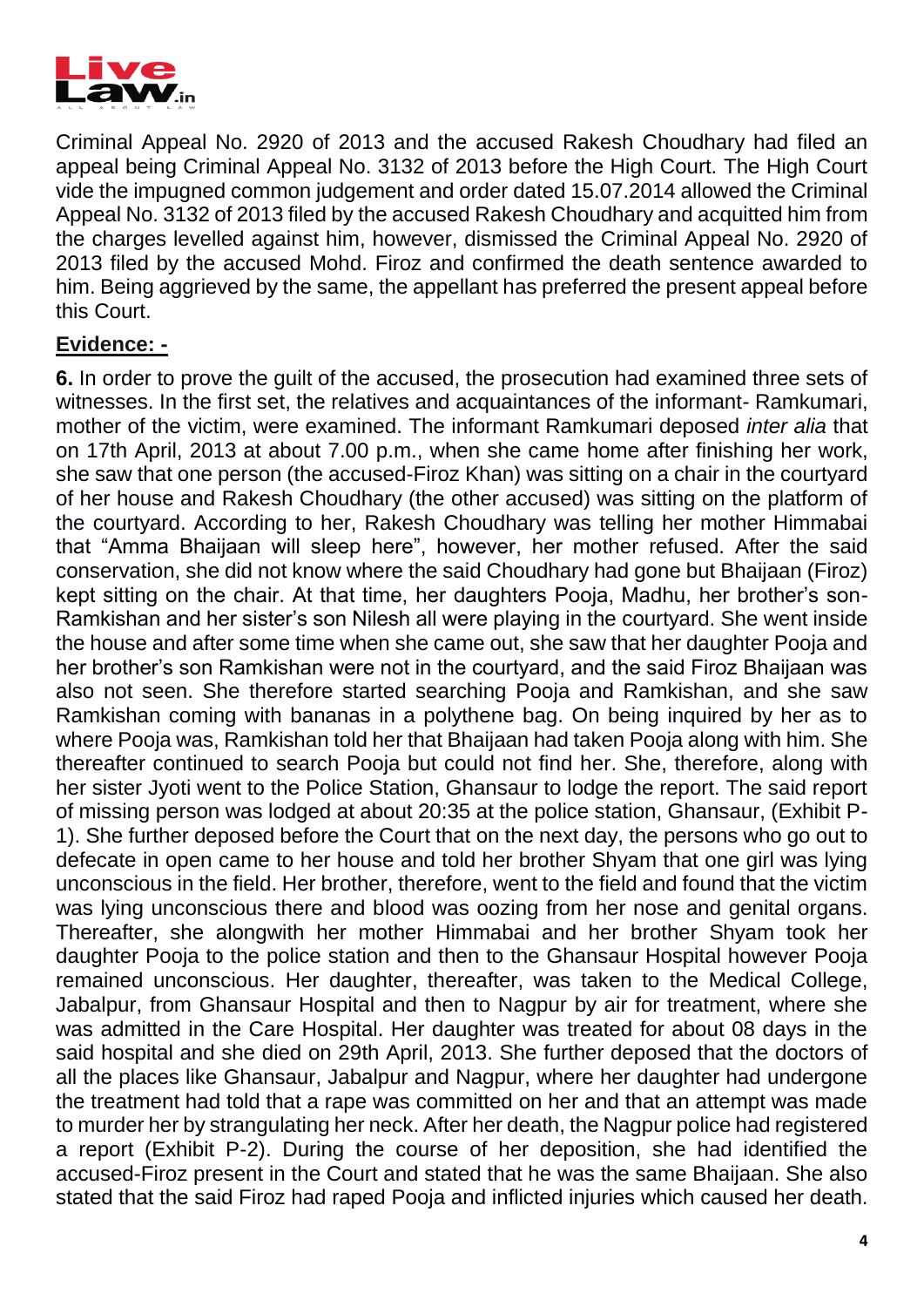Criminal Appeal No. 2920 of 2013 and the accused Rakesh Choudhary had filed an appeal being Criminal Appeal No. 3132 of 2013 before the High Court. The High Court vide the impugned common judgement and order dated 15.07.2014 allowed the Criminal Appeal No. 3132 of 2013 filed by the accused Rakesh Choudhary and acquitted him from the charges levelled against him, however, dismissed the Criminal Appeal No. 2920 of 2013 filed by the accused Mohd. Firoz and confirmed the death sentence awarded to him. Being aggrieved by the same, the appellant has preferred the present appeal before this Court.

**Evidence: -**

**6.** In order to prove the guilt of the accused, the prosecution had examined three sets of witnesses. In the first set, the relatives and acquaintances of the informant- Ramkumari, mother of the victim, were examined. The informant Ramkumari deposed *inter alia* that on 17th April, 2013 at about 7.00 p.m., when she came home after finishing her work, she saw that one person (the accused-Firoz Khan) was sitting on a chair in the courtyard of her house and Rakesh Choudhary (the other accused) was sitting on the platform of the courtyard. According to her, Rakesh Choudhary was telling her mother Himmabai that "Amma Bhaijaan will sleep here", however, her mother refused. After the said conservation, she did not know where the said Choudhary had gone but Bhaijaan (Firoz) kept sitting on the chair. At that time, her daughters Pooja, Madhu, her brother's son-Ramkishan and her sister's son Nilesh all were playing in the courtyard. She went inside the house and after some time when she came out, she saw that her daughter Pooja and her brother's son Ramkishan were not in the courtyard, and the said Firoz Bhaijaan was also not seen. She therefore started searching Pooja and Ramkishan, and she saw Ramkishan coming with bananas in a polythene bag. On being inquired by her as to where Pooja was, Ramkishan told her that Bhaijaan had taken Pooja along with him. She thereafter continued to search Pooja but could not find her. She, therefore, along with her sister Jyoti went to the Police Station, Ghansaur to lodge the report. The said report of missing person was lodged at about 20:35 at the police station, Ghansaur, (Exhibit P-1). She further deposed before the Court that on the next day, the persons who go out to defecate in open came to her house and told her brother Shyam that one girl was lying unconscious in the field. Her brother, therefore, went to the field and found that the victim was lying unconscious there and blood was oozing from her nose and genital organs. Thereafter, she alongwith her mother Himmabai and her brother Shyam took her daughter Pooja to the police station and then to the Ghansaur Hospital however Pooja remained unconscious. Her daughter, thereafter, was taken to the Medical College, Jabalpur, from Ghansaur Hospital and then to Nagpur by air for treatment, where she was admitted in the Care Hospital. Her daughter was treated for about 08 days in the said hospital and she died on 29th April, 2013. She further deposed that the doctors of all the places like Ghansaur, Jabalpur and Nagpur, where her daughter had undergone the treatment had told that a rape was committed on her and that an attempt was made to murder her by strangulating her neck. After her death, the Nagpur police had registered a report (Exhibit P-2). During the course of her deposition, she had identified the accused-Firoz present in the Court and stated that he was the same Bhaijaan. She also stated that the said Firoz had raped Pooja and inflicted injuries which caused her death.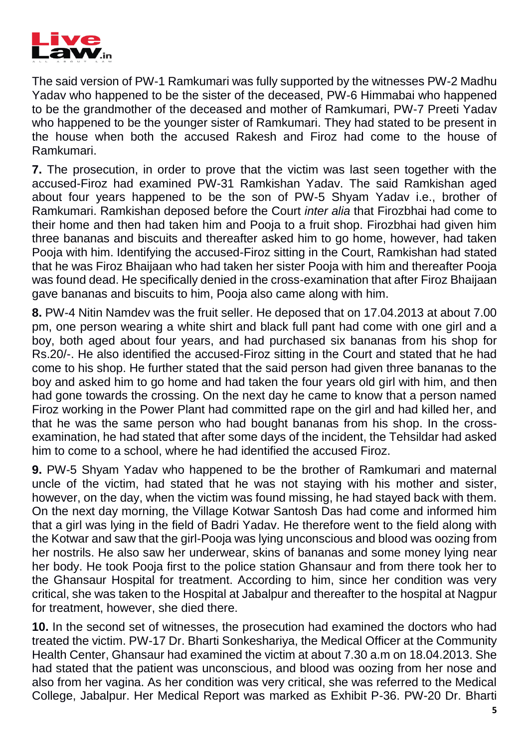The said version of PW-1 Ramkumari was fully supported by the witnesses PW-2 Madhu Yadav who happened to be the sister of the deceased, PW-6 Himmabai who happened to be the grandmother of the deceased and mother of Ramkumari, PW-7 Preeti Yadav who happened to be the younger sister of Ramkumari. They had stated to be present in the house when both the accused Rakesh and Firoz had come to the house of Ramkumari.

**7.** The prosecution, in order to prove that the victim was last seen together with the accused-Firoz had examined PW-31 Ramkishan Yadav. The said Ramkishan aged about four years happened to be the son of PW-5 Shyam Yadav i.e., brother of Ramkumari. Ramkishan deposed before the Court *inter alia* that Firozbhai had come to their home and then had taken him and Pooja to a fruit shop. Firozbhai had given him three bananas and biscuits and thereafter asked him to go home, however, had taken Pooja with him. Identifying the accused-Firoz sitting in the Court, Ramkishan had stated that he was Firoz Bhaijaan who had taken her sister Pooja with him and thereafter Pooja was found dead. He specifically denied in the cross-examination that after Firoz Bhaijaan gave bananas and biscuits to him, Pooja also came along with him.

**8.** PW-4 Nitin Namdev was the fruit seller. He deposed that on 17.04.2013 at about 7.00 pm, one person wearing a white shirt and black full pant had come with one girl and a boy, both aged about four years, and had purchased six bananas from his shop for Rs.20/-. He also identified the accused-Firoz sitting in the Court and stated that he had come to his shop. He further stated that the said person had given three bananas to the boy and asked him to go home and had taken the four years old girl with him, and then had gone towards the crossing. On the next day he came to know that a person named Firoz working in the Power Plant had committed rape on the girl and had killed her, and that he was the same person who had bought bananas from his shop. In the cross-examination, he had stated that after some days of the incident, the Tehsildar had asked him to come to a school, where he had identified the accused Firoz.

**9.** PW-5 Shyam Yadav who happened to be the brother of Ramkumari and maternal uncle of the victim, had stated that he was not staying with his mother and sister, however, on the day, when the victim was found missing, he had stayed back with them. On the next day morning, the Village Kotwar Santosh Das had come and informed him that a girl was lying in the field of Badri Yadav. He therefore went to the field along with the Kotwar and saw that the girl-Pooja was lying unconscious and blood was oozing from her nostrils. He also saw her underwear, skins of bananas and some money lying near her body. He took Pooja first to the police station Ghansaur and from there took her to the Ghansaur Hospital for treatment. According to him, since her condition was very critical, she was taken to the Hospital at Jabalpur and thereafter to the hospital at Nagpur for treatment, however, she died there.

**10.** In the second set of witnesses, the prosecution had examined the doctors who had treated the victim. PW-17 Dr. Bharti Sonkeshariya, the Medical Officer at the Community Health Center, Ghansaur had examined the victim at about 7.30 a.m on 18.04.2013. She had stated that the patient was unconscious, and blood was oozing from her nose and also from her vagina. As her condition was very critical, she was referred to the Medical College, Jabalpur. Her Medical Report was marked as Exhibit P-36. PW-20 Dr. Bharti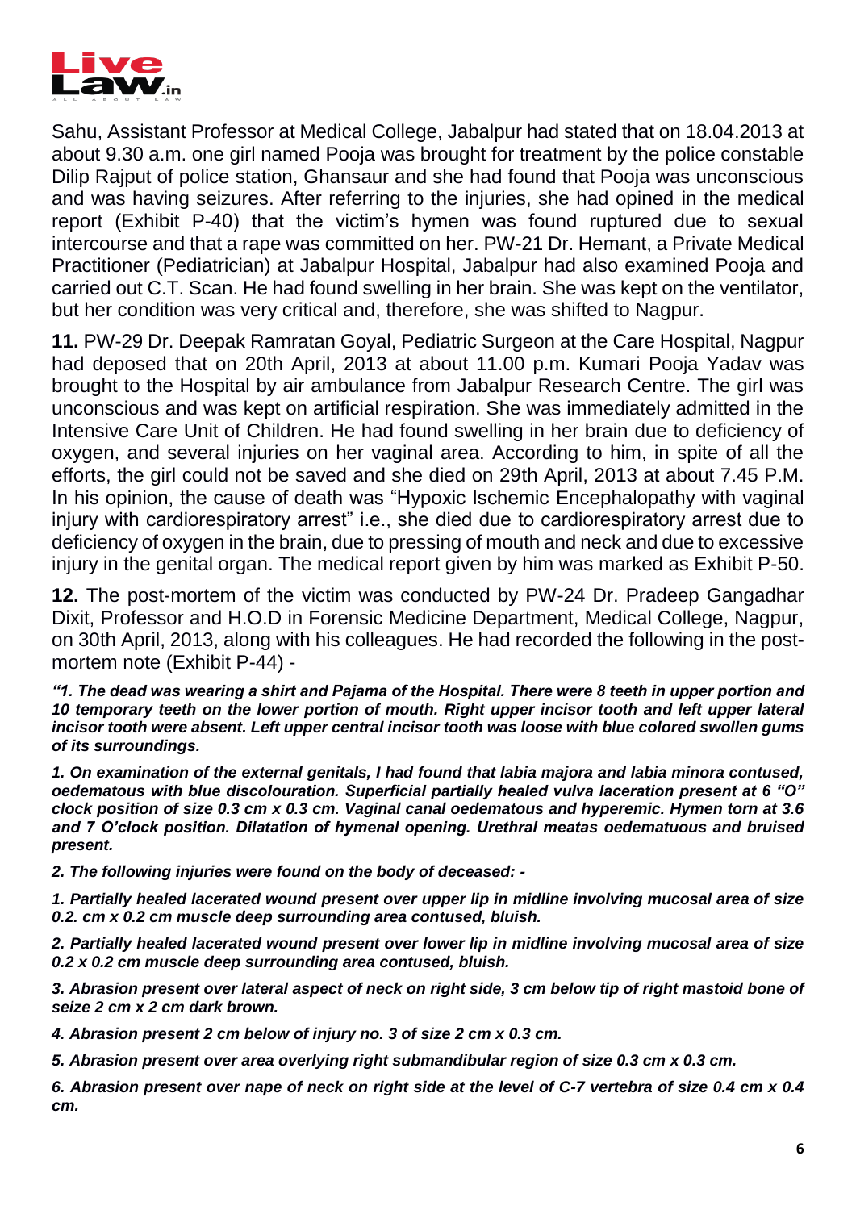Sahu, Assistant Professor at Medical College, Jabalpur had stated that on 18.04.2013 at about 9.30 a.m. one girl named Pooja was brought for treatment by the police constable Dilip Rajput of police station, Ghansaur and she had found that Pooja was unconscious and was having seizures. After referring to the injuries, she had opined in the medical report (Exhibit P-40) that the victim's hymen was found ruptured due to sexual intercourse and that a rape was committed on her. PW-21 Dr. Hemant, a Private Medical Practitioner (Pediatrician) at Jabalpur Hospital, Jabalpur had also examined Pooja and carried out C.T. Scan. He had found swelling in her brain. She was kept on the ventilator, but her condition was very critical and, therefore, she was shifted to Nagpur.

**11.** PW-29 Dr. Deepak Ramratan Goyal, Pediatric Surgeon at the Care Hospital, Nagpur had deposed that on 20th April, 2013 at about 11.00 p.m. Kumari Pooja Yadav was brought to the Hospital by air ambulance from Jabalpur Research Centre. The girl was unconscious and was kept on artificial respiration. She was immediately admitted in the Intensive Care Unit of Children. He had found swelling in her brain due to deficiency of oxygen, and several injuries on her vaginal area. According to him, in spite of all the efforts, the girl could not be saved and she died on 29th April, 2013 at about 7.45 P.M. In his opinion, the cause of death was "Hypoxic Ischemic Encephalopathy with vaginal injury with cardiorespiratory arrest" i.e., she died due to cardiorespiratory arrest due to deficiency of oxygen in the brain, due to pressing of mouth and neck and due to excessive injury in the genital organ. The medical report given by him was marked as Exhibit P-50.

**12.** The post-mortem of the victim was conducted by PW-24 Dr. Pradeep Gangadhar Dixit, Professor and H.O.D in Forensic Medicine Department, Medical College, Nagpur, on 30th April, 2013, along with his colleagues. He had recorded the following in the post-mortem note (Exhibit P-44) -

***"1. The dead was wearing a shirt and Pajama of the Hospital. There were 8 teeth in upper portion and 10 temporary teeth on the lower portion of mouth. Right upper incisor tooth and left upper lateral incisor tooth were absent. Left upper central incisor tooth was loose with blue colored swollen gums of its surroundings.***

***1. On examination of the external genitals, I had found that labia majora and labia minora contused, oedematous with blue discolouration. Superficial partially healed vulva laceration present at 6 "O" clock position of size 0.3 cm x 0.3 cm. Vaginal canal oedematous and hyperemic. Hymen torn at 3.6 and 7 O'clock position. Dilatation of hymenal opening. Urethral meatas oedematuous and bruised present.***

***2. The following injuries were found on the body of deceased: -***

***1. Partially healed lacerated wound present over upper lip in midline involving mucosal area of size 0.2. cm x 0.2 cm muscle deep surrounding area contused, bluish.***

***2. Partially healed lacerated wound present over lower lip in midline involving mucosal area of size 0.2 x 0.2 cm muscle deep surrounding area contused, bluish.***

***3. Abrasion present over lateral aspect of neck on right side, 3 cm below tip of right mastoid bone of seize 2 cm x 2 cm dark brown.***

***4. Abrasion present 2 cm below of injury no. 3 of size 2 cm x 0.3 cm.***

***5. Abrasion present over area overlying right submandibular region of size 0.3 cm x 0.3 cm.***

***6. Abrasion present over nape of neck on right side at the level of C-7 vertebra of size 0.4 cm x 0.4 cm.***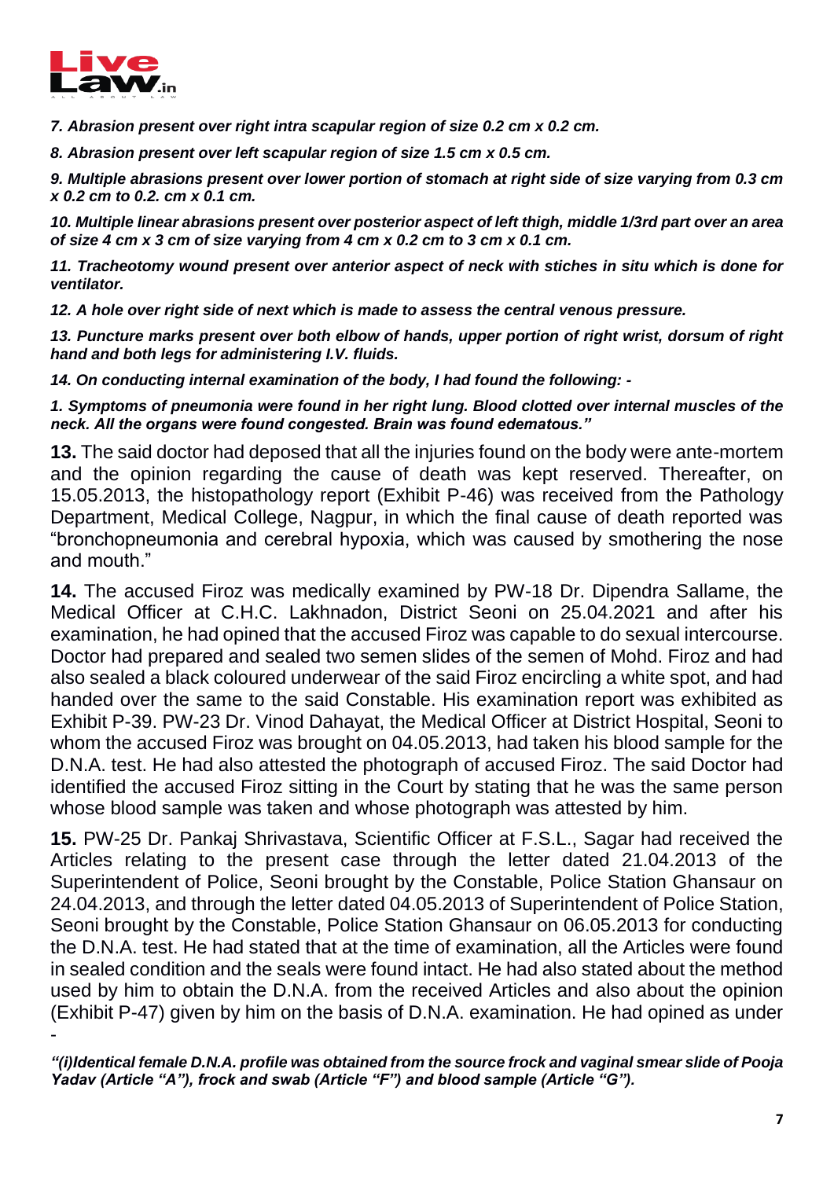*7. Abrasion present over right intra scapular region of size 0.2 cm x 0.2 cm.*

*8. Abrasion present over left scapular region of size 1.5 cm x 0.5 cm.*

*9. Multiple abrasions present over lower portion of stomach at right side of size varying from 0.3 cm x 0.2 cm to 0.2. cm x 0.1 cm.*

*10. Multiple linear abrasions present over posterior aspect of left thigh, middle 1/3rd part over an area of size 4 cm x 3 cm of size varying from 4 cm x 0.2 cm to 3 cm x 0.1 cm.*

*11. Tracheotomy wound present over anterior aspect of neck with stiches in situ which is done for ventilator.*

*12. A hole over right side of next which is made to assess the central venous pressure.*

*13. Puncture marks present over both elbow of hands, upper portion of right wrist, dorsum of right hand and both legs for administering I.V. fluids.*

*14. On conducting internal examination of the body, I had found the following: -*

*1. Symptoms of pneumonia were found in her right lung. Blood clotted over internal muscles of the neck. All the organs were found congested. Brain was found edematous."*

**13.** The said doctor had deposed that all the injuries found on the body were ante-mortem and the opinion regarding the cause of death was kept reserved. Thereafter, on 15.05.2013, the histopathology report (Exhibit P-46) was received from the Pathology Department, Medical College, Nagpur, in which the final cause of death reported was "bronchopneumonia and cerebral hypoxia, which was caused by smothering the nose and mouth."

**14.** The accused Firoz was medically examined by PW-18 Dr. Dipendra Sallame, the Medical Officer at C.H.C. Lakhnadon, District Seoni on 25.04.2021 and after his examination, he had opined that the accused Firoz was capable to do sexual intercourse. Doctor had prepared and sealed two semen slides of the semen of Mohd. Firoz and had also sealed a black coloured underwear of the said Firoz encircling a white spot, and had handed over the same to the said Constable. His examination report was exhibited as Exhibit P-39. PW-23 Dr. Vinod Dahayat, the Medical Officer at District Hospital, Seoni to whom the accused Firoz was brought on 04.05.2013, had taken his blood sample for the D.N.A. test. He had also attested the photograph of accused Firoz. The said Doctor had identified the accused Firoz sitting in the Court by stating that he was the same person whose blood sample was taken and whose photograph was attested by him.

**15.** PW-25 Dr. Pankaj Shrivastava, Scientific Officer at F.S.L., Sagar had received the Articles relating to the present case through the letter dated 21.04.2013 of the Superintendent of Police, Seoni brought by the Constable, Police Station Ghansaur on 24.04.2013, and through the letter dated 04.05.2013 of Superintendent of Police Station, Seoni brought by the Constable, Police Station Ghansaur on 06.05.2013 for conducting the D.N.A. test. He had stated that at the time of examination, all the Articles were found in sealed condition and the seals were found intact. He had also stated about the method used by him to obtain the D.N.A. from the received Articles and also about the opinion (Exhibit P-47) given by him on the basis of D.N.A. examination. He had opined as under -

*"(i)Identical female D.N.A. profile was obtained from the source frock and vaginal smear slide of Pooja Yadav (Article "A"), frock and swab (Article "F") and blood sample (Article "G").*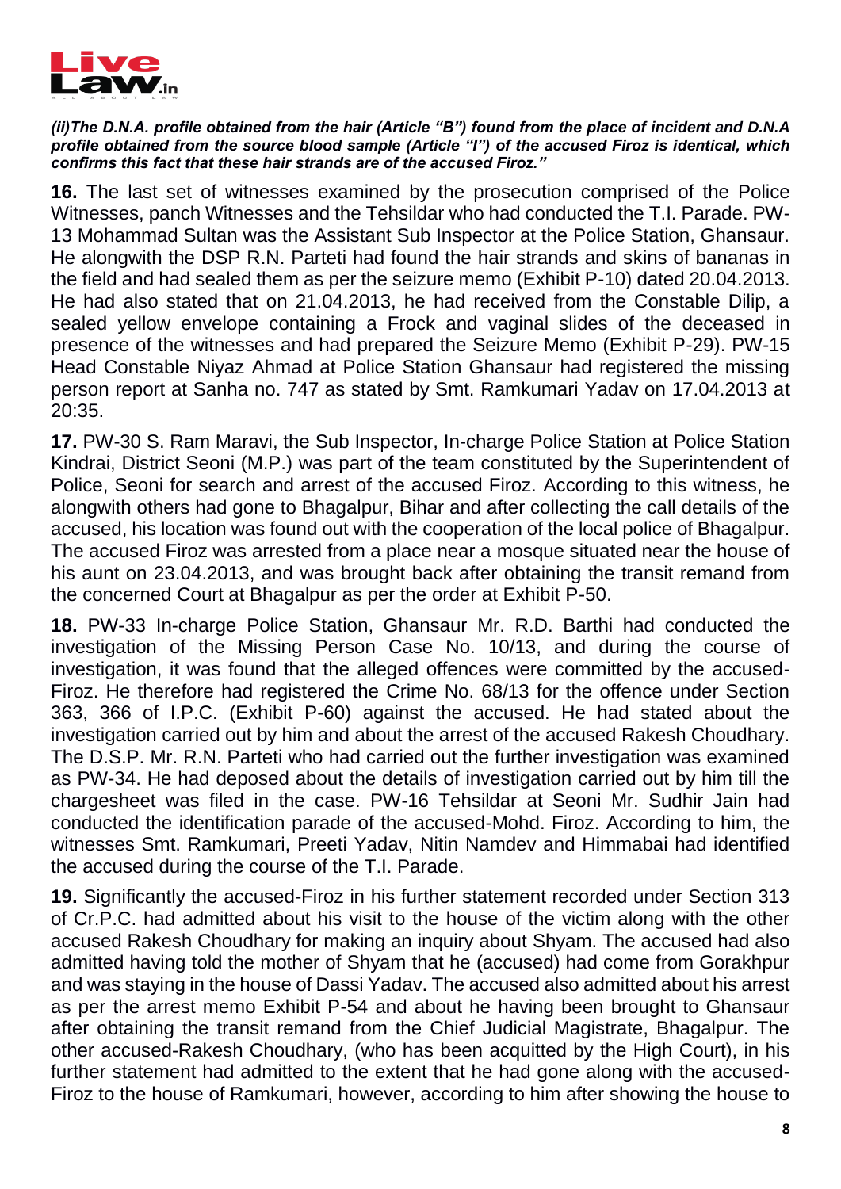*(ii)The D.N.A. profile obtained from the hair (Article "B") found from the place of incident and D.N.A profile obtained from the source blood sample (Article "I") of the accused Firoz is identical, which confirms this fact that these hair strands are of the accused Firoz."*

**16.** The last set of witnesses examined by the prosecution comprised of the Police Witnesses, panch Witnesses and the Tehsildar who had conducted the T.I. Parade. PW-13 Mohammad Sultan was the Assistant Sub Inspector at the Police Station, Ghansaur. He alongwith the DSP R.N. Parteti had found the hair strands and skins of bananas in the field and had sealed them as per the seizure memo (Exhibit P-10) dated 20.04.2013. He had also stated that on 21.04.2013, he had received from the Constable Dilip, a sealed yellow envelope containing a Frock and vaginal slides of the deceased in presence of the witnesses and had prepared the Seizure Memo (Exhibit P-29). PW-15 Head Constable Niyaz Ahmad at Police Station Ghansaur had registered the missing person report at Sanha no. 747 as stated by Smt. Ramkumari Yadav on 17.04.2013 at 20:35.

**17.** PW-30 S. Ram Maravi, the Sub Inspector, In-charge Police Station at Police Station Kindrai, District Seoni (M.P.) was part of the team constituted by the Superintendent of Police, Seoni for search and arrest of the accused Firoz. According to this witness, he alongwith others had gone to Bhagalpur, Bihar and after collecting the call details of the accused, his location was found out with the cooperation of the local police of Bhagalpur. The accused Firoz was arrested from a place near a mosque situated near the house of his aunt on 23.04.2013, and was brought back after obtaining the transit remand from the concerned Court at Bhagalpur as per the order at Exhibit P-50.

**18.** PW-33 In-charge Police Station, Ghansaur Mr. R.D. Barthi had conducted the investigation of the Missing Person Case No. 10/13, and during the course of investigation, it was found that the alleged offences were committed by the accused-Firoz. He therefore had registered the Crime No. 68/13 for the offence under Section 363, 366 of I.P.C. (Exhibit P-60) against the accused. He had stated about the investigation carried out by him and about the arrest of the accused Rakesh Choudhary. The D.S.P. Mr. R.N. Parteti who had carried out the further investigation was examined as PW-34. He had deposed about the details of investigation carried out by him till the chargesheet was filed in the case. PW-16 Tehsildar at Seoni Mr. Sudhir Jain had conducted the identification parade of the accused-Mohd. Firoz. According to him, the witnesses Smt. Ramkumari, Preeti Yadav, Nitin Namdev and Himmabai had identified the accused during the course of the T.I. Parade.

**19.** Significantly the accused-Firoz in his further statement recorded under Section 313 of Cr.P.C. had admitted about his visit to the house of the victim along with the other accused Rakesh Choudhary for making an inquiry about Shyam. The accused had also admitted having told the mother of Shyam that he (accused) had come from Gorakhpur and was staying in the house of Dassi Yadav. The accused also admitted about his arrest as per the arrest memo Exhibit P-54 and about he having been brought to Ghansaur after obtaining the transit remand from the Chief Judicial Magistrate, Bhagalpur. The other accused-Rakesh Choudhary, (who has been acquitted by the High Court), in his further statement had admitted to the extent that he had gone along with the accused-Firoz to the house of Ramkumari, however, according to him after showing the house to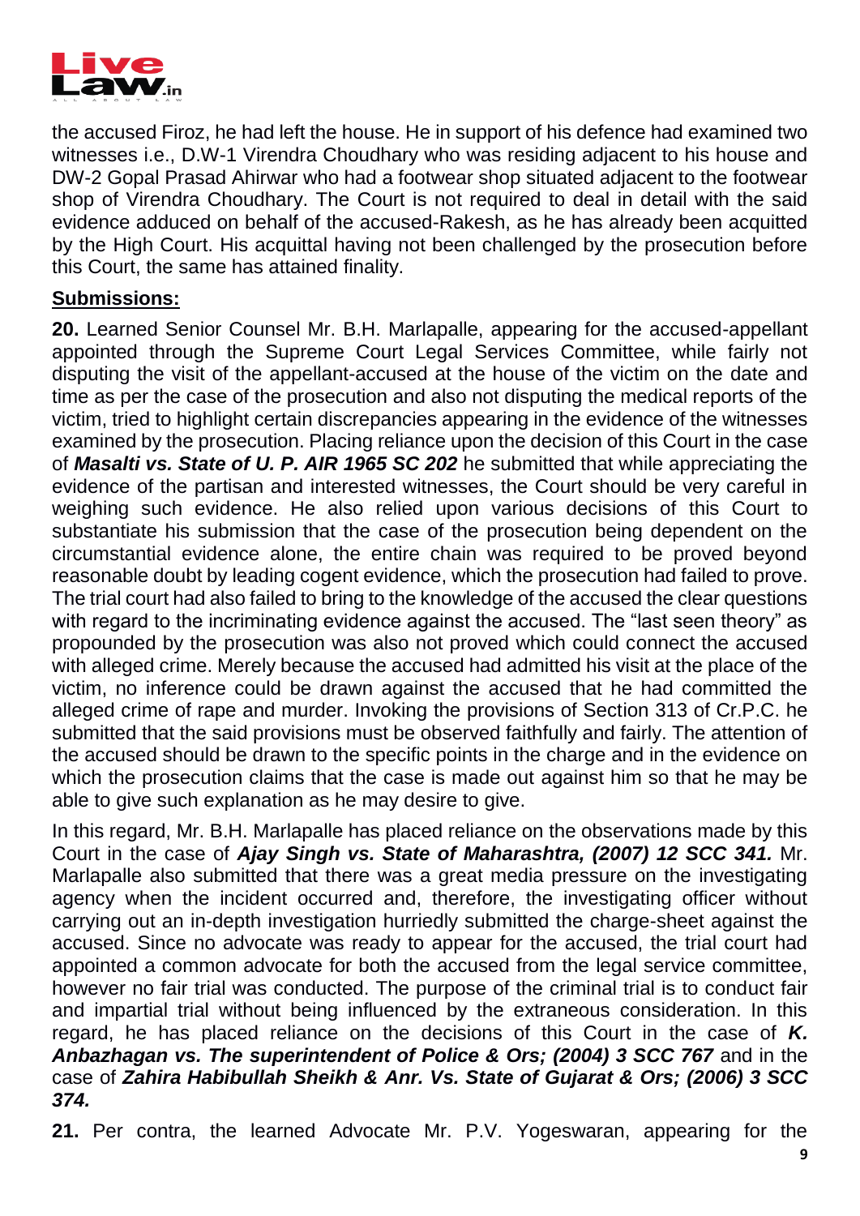the accused Firoz, he had left the house. He in support of his defence had examined two witnesses i.e., D.W-1 Virendra Choudhary who was residing adjacent to his house and DW-2 Gopal Prasad Ahirwar who had a footwear shop situated adjacent to the footwear shop of Virendra Choudhary. The Court is not required to deal in detail with the said evidence adduced on behalf of the accused-Rakesh, as he has already been acquitted by the High Court. His acquittal having not been challenged by the prosecution before this Court, the same has attained finality.

**Submissions:**

**20.** Learned Senior Counsel Mr. B.H. Marlapalle, appearing for the accused-appellant appointed through the Supreme Court Legal Services Committee, while fairly not disputing the visit of the appellant-accused at the house of the victim on the date and time as per the case of the prosecution and also not disputing the medical reports of the victim, tried to highlight certain discrepancies appearing in the evidence of the witnesses examined by the prosecution. Placing reliance upon the decision of this Court in the case of ***Masalti vs. State of U. P. AIR 1965 SC 202*** he submitted that while appreciating the evidence of the partisan and interested witnesses, the Court should be very careful in weighing such evidence. He also relied upon various decisions of this Court to substantiate his submission that the case of the prosecution being dependent on the circumstantial evidence alone, the entire chain was required to be proved beyond reasonable doubt by leading cogent evidence, which the prosecution had failed to prove. The trial court had also failed to bring to the knowledge of the accused the clear questions with regard to the incriminating evidence against the accused. The "last seen theory" as propounded by the prosecution was also not proved which could connect the accused with alleged crime. Merely because the accused had admitted his visit at the place of the victim, no inference could be drawn against the accused that he had committed the alleged crime of rape and murder. Invoking the provisions of Section 313 of Cr.P.C. he submitted that the said provisions must be observed faithfully and fairly. The attention of the accused should be drawn to the specific points in the charge and in the evidence on which the prosecution claims that the case is made out against him so that he may be able to give such explanation as he may desire to give.

In this regard, Mr. B.H. Marlapalle has placed reliance on the observations made by this Court in the case of ***Ajay Singh vs. State of Maharashtra, (2007) 12 SCC 341.*** Mr. Marlapalle also submitted that there was a great media pressure on the investigating agency when the incident occurred and, therefore, the investigating officer without carrying out an in-depth investigation hurriedly submitted the charge-sheet against the accused. Since no advocate was ready to appear for the accused, the trial court had appointed a common advocate for both the accused from the legal service committee, however no fair trial was conducted. The purpose of the criminal trial is to conduct fair and impartial trial without being influenced by the extraneous consideration. In this regard, he has placed reliance on the decisions of this Court in the case of ***K. Anbazhagan vs. The superintendent of Police & Ors; (2004) 3 SCC 767*** and in the case of ***Zahira Habibullah Sheikh & Anr. Vs. State of Gujarat & Ors; (2006) 3 SCC 374.***

**21.** Per contra, the learned Advocate Mr. P.V. Yogeswaran, appearing for the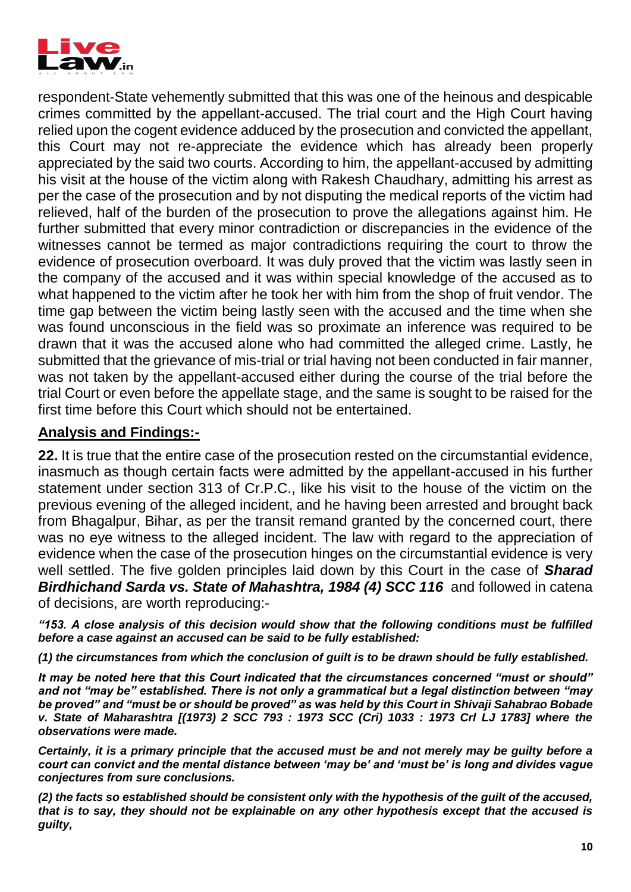respondent-State vehemently submitted that this was one of the heinous and despicable crimes committed by the appellant-accused. The trial court and the High Court having relied upon the cogent evidence adduced by the prosecution and convicted the appellant, this Court may not re-appreciate the evidence which has already been properly appreciated by the said two courts. According to him, the appellant-accused by admitting his visit at the house of the victim along with Rakesh Chaudhary, admitting his arrest as per the case of the prosecution and by not disputing the medical reports of the victim had relieved, half of the burden of the prosecution to prove the allegations against him. He further submitted that every minor contradiction or discrepancies in the evidence of the witnesses cannot be termed as major contradictions requiring the court to throw the evidence of prosecution overboard. It was duly proved that the victim was lastly seen in the company of the accused and it was within special knowledge of the accused as to what happened to the victim after he took her with him from the shop of fruit vendor. The time gap between the victim being lastly seen with the accused and the time when she was found unconscious in the field was so proximate an inference was required to be drawn that it was the accused alone who had committed the alleged crime. Lastly, he submitted that the grievance of mis-trial or trial having not been conducted in fair manner, was not taken by the appellant-accused either during the course of the trial before the trial Court or even before the appellate stage, and the same is sought to be raised for the first time before this Court which should not be entertained.

## Analysis and Findings:-

**22.** It is true that the entire case of the prosecution rested on the circumstantial evidence, inasmuch as though certain facts were admitted by the appellant-accused in his further statement under section 313 of Cr.P.C., like his visit to the house of the victim on the previous evening of the alleged incident, and he having been arrested and brought back from Bhagalpur, Bihar, as per the transit remand granted by the concerned court, there was no eye witness to the alleged incident. The law with regard to the appreciation of evidence when the case of the prosecution hinges on the circumstantial evidence is very well settled. The five golden principles laid down by this Court in the case of ***Sharad Birdhichand Sarda vs. State of Mahashtra, 1984 (4) SCC 116*** and followed in catena of decisions, are worth reproducing:-

***"153. A close analysis of this decision would show that the following conditions must be fulfilled before a case against an accused can be said to be fully established:***

***(1) the circumstances from which the conclusion of guilt is to be drawn should be fully established.***

***It may be noted here that this Court indicated that the circumstances concerned "must or should" and not "may be" established. There is not only a grammatical but a legal distinction between "may be proved" and "must be or should be proved" as was held by this Court in Shivaji Sahabrao Bobade v. State of Maharashtra [(1973) 2 SCC 793 : 1973 SCC (Cri) 1033 : 1973 Crl LJ 1783] where the observations were made.***

***Certainly, it is a primary principle that the accused must be and not merely may be guilty before a court can convict and the mental distance between 'may be' and 'must be' is long and divides vague conjectures from sure conclusions.***

***(2) the facts so established should be consistent only with the hypothesis of the guilt of the accused, that is to say, they should not be explainable on any other hypothesis except that the accused is guilty,***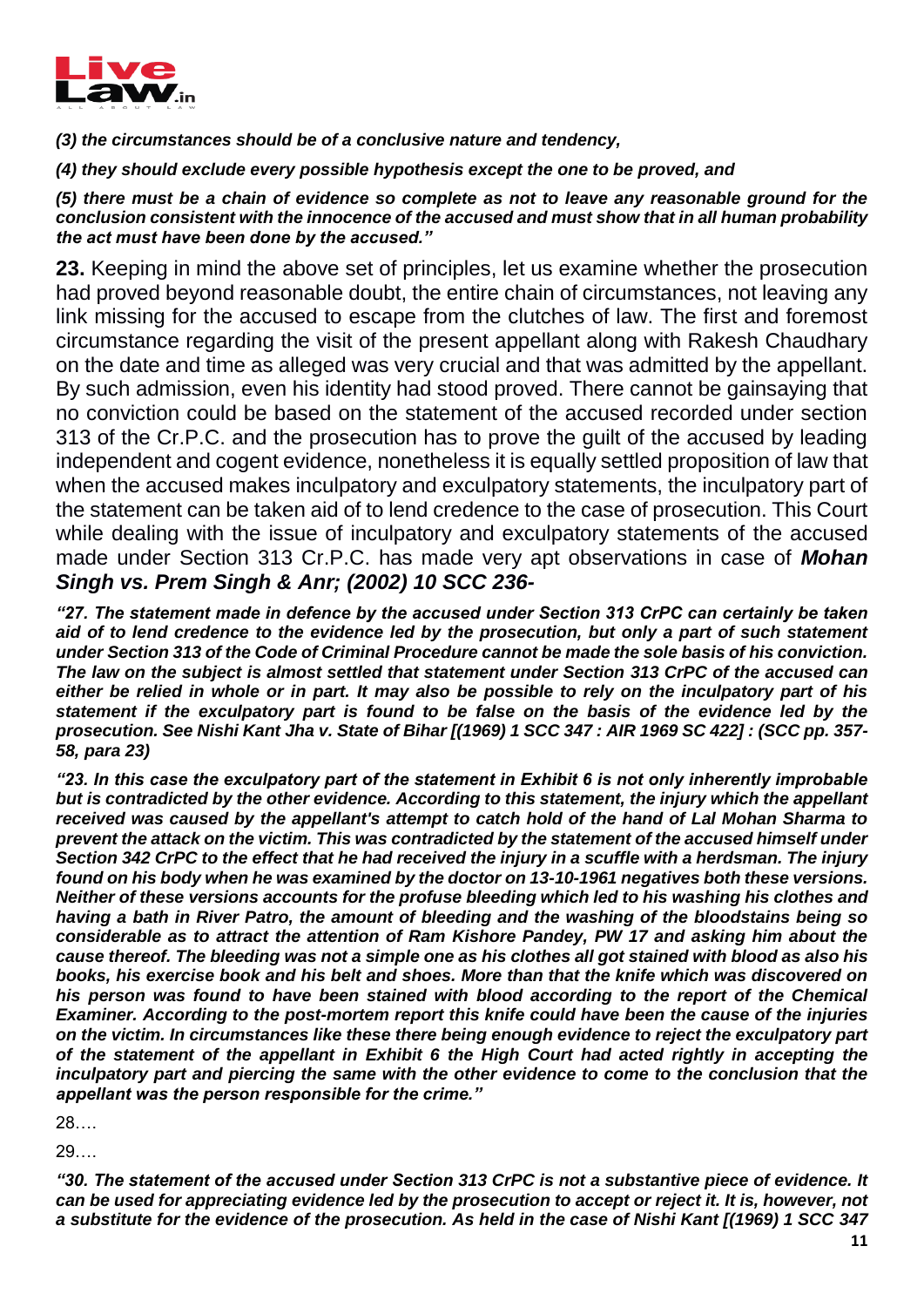***(3) the circumstances should be of a conclusive nature and tendency,***

***(4) they should exclude every possible hypothesis except the one to be proved, and***

***(5) there must be a chain of evidence so complete as not to leave any reasonable ground for the conclusion consistent with the innocence of the accused and must show that in all human probability the act must have been done by the accused."***

**23.** Keeping in mind the above set of principles, let us examine whether the prosecution had proved beyond reasonable doubt, the entire chain of circumstances, not leaving any link missing for the accused to escape from the clutches of law. The first and foremost circumstance regarding the visit of the present appellant along with Rakesh Chaudhary on the date and time as alleged was very crucial and that was admitted by the appellant. By such admission, even his identity had stood proved. There cannot be gainsaying that no conviction could be based on the statement of the accused recorded under section 313 of the Cr.P.C. and the prosecution has to prove the guilt of the accused by leading independent and cogent evidence, nonetheless it is equally settled proposition of law that when the accused makes inculpatory and exculpatory statements, the inculpatory part of the statement can be taken aid of to lend credence to the case of prosecution. This Court while dealing with the issue of inculpatory and exculpatory statements of the accused made under Section 313 Cr.P.C. has made very apt observations in case of ***Mohan Singh vs. Prem Singh & Anr; (2002) 10 SCC 236-***

***"27. The statement made in defence by the accused under Section 313 CrPC can certainly be taken aid of to lend credence to the evidence led by the prosecution, but only a part of such statement under Section 313 of the Code of Criminal Procedure cannot be made the sole basis of his conviction. The law on the subject is almost settled that statement under Section 313 CrPC of the accused can either be relied in whole or in part. It may also be possible to rely on the inculpatory part of his statement if the exculpatory part is found to be false on the basis of the evidence led by the prosecution. See Nishi Kant Jha v. State of Bihar [(1969) 1 SCC 347 : AIR 1969 SC 422] : (SCC pp. 357-58, para 23)***

***"23. In this case the exculpatory part of the statement in Exhibit 6 is not only inherently improbable but is contradicted by the other evidence. According to this statement, the injury which the appellant received was caused by the appellant's attempt to catch hold of the hand of Lal Mohan Sharma to prevent the attack on the victim. This was contradicted by the statement of the accused himself under Section 342 CrPC to the effect that he had received the injury in a scuffle with a herdsman. The injury found on his body when he was examined by the doctor on 13-10-1961 negatives both these versions. Neither of these versions accounts for the profuse bleeding which led to his washing his clothes and having a bath in River Patro, the amount of bleeding and the washing of the bloodstains being so considerable as to attract the attention of Ram Kishore Pandey, PW 17 and asking him about the cause thereof. The bleeding was not a simple one as his clothes all got stained with blood as also his books, his exercise book and his belt and shoes. More than that the knife which was discovered on his person was found to have been stained with blood according to the report of the Chemical Examiner. According to the post-mortem report this knife could have been the cause of the injuries on the victim. In circumstances like these there being enough evidence to reject the exculpatory part of the statement of the appellant in Exhibit 6 the High Court had acted rightly in accepting the inculpatory part and piercing the same with the other evidence to come to the conclusion that the appellant was the person responsible for the crime."***

28….

29….

***"30. The statement of the accused under Section 313 CrPC is not a substantive piece of evidence. It can be used for appreciating evidence led by the prosecution to accept or reject it. It is, however, not a substitute for the evidence of the prosecution. As held in the case of Nishi Kant [(1969) 1 SCC 347***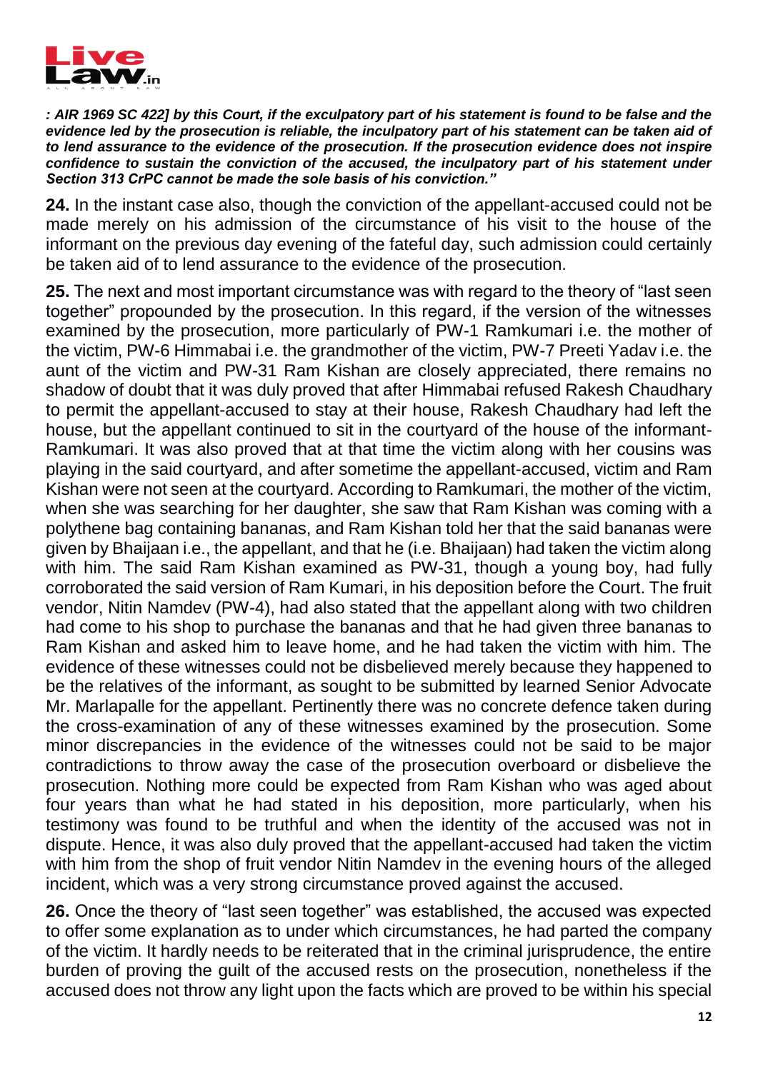***: AIR 1969 SC 422] by this Court, if the exculpatory part of his statement is found to be false and the evidence led by the prosecution is reliable, the inculpatory part of his statement can be taken aid of to lend assurance to the evidence of the prosecution. If the prosecution evidence does not inspire confidence to sustain the conviction of the accused, the inculpatory part of his statement under Section 313 CrPC cannot be made the sole basis of his conviction."***

**24.** In the instant case also, though the conviction of the appellant-accused could not be made merely on his admission of the circumstance of his visit to the house of the informant on the previous day evening of the fateful day, such admission could certainly be taken aid of to lend assurance to the evidence of the prosecution.

**25.** The next and most important circumstance was with regard to the theory of "last seen together" propounded by the prosecution. In this regard, if the version of the witnesses examined by the prosecution, more particularly of PW-1 Ramkumari i.e. the mother of the victim, PW-6 Himmabai i.e. the grandmother of the victim, PW-7 Preeti Yadav i.e. the aunt of the victim and PW-31 Ram Kishan are closely appreciated, there remains no shadow of doubt that it was duly proved that after Himmabai refused Rakesh Chaudhary to permit the appellant-accused to stay at their house, Rakesh Chaudhary had left the house, but the appellant continued to sit in the courtyard of the house of the informant-Ramkumari. It was also proved that at that time the victim along with her cousins was playing in the said courtyard, and after sometime the appellant-accused, victim and Ram Kishan were not seen at the courtyard. According to Ramkumari, the mother of the victim, when she was searching for her daughter, she saw that Ram Kishan was coming with a polythene bag containing bananas, and Ram Kishan told her that the said bananas were given by Bhaijaan i.e., the appellant, and that he (i.e. Bhaijaan) had taken the victim along with him. The said Ram Kishan examined as PW-31, though a young boy, had fully corroborated the said version of Ram Kumari, in his deposition before the Court. The fruit vendor, Nitin Namdev (PW-4), had also stated that the appellant along with two children had come to his shop to purchase the bananas and that he had given three bananas to Ram Kishan and asked him to leave home, and he had taken the victim with him. The evidence of these witnesses could not be disbelieved merely because they happened to be the relatives of the informant, as sought to be submitted by learned Senior Advocate Mr. Marlapalle for the appellant. Pertinently there was no concrete defence taken during the cross-examination of any of these witnesses examined by the prosecution. Some minor discrepancies in the evidence of the witnesses could not be said to be major contradictions to throw away the case of the prosecution overboard or disbelieve the prosecution. Nothing more could be expected from Ram Kishan who was aged about four years than what he had stated in his deposition, more particularly, when his testimony was found to be truthful and when the identity of the accused was not in dispute. Hence, it was also duly proved that the appellant-accused had taken the victim with him from the shop of fruit vendor Nitin Namdev in the evening hours of the alleged incident, which was a very strong circumstance proved against the accused.

**26.** Once the theory of "last seen together" was established, the accused was expected to offer some explanation as to under which circumstances, he had parted the company of the victim. It hardly needs to be reiterated that in the criminal jurisprudence, the entire burden of proving the guilt of the accused rests on the prosecution, nonetheless if the accused does not throw any light upon the facts which are proved to be within his special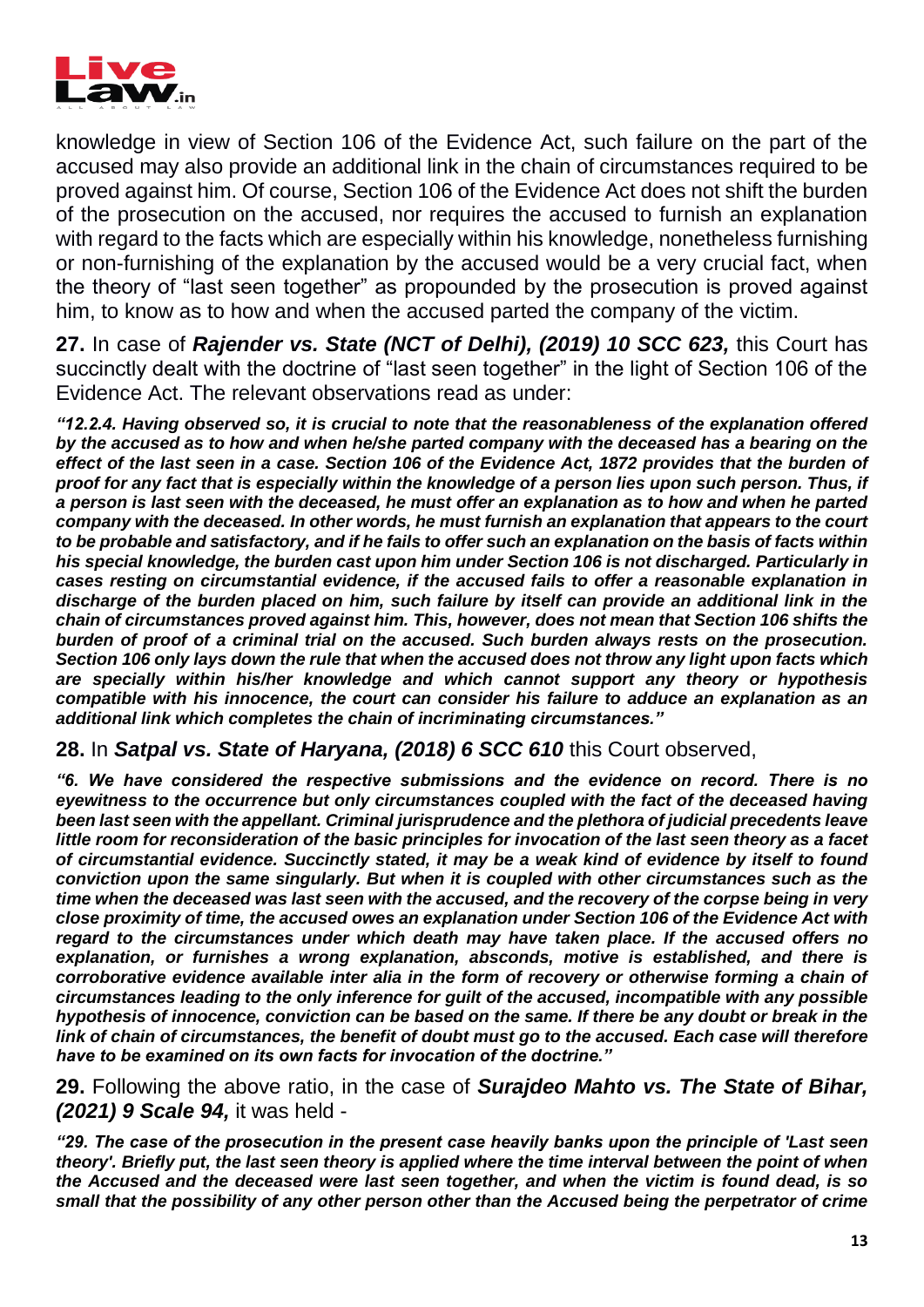knowledge in view of Section 106 of the Evidence Act, such failure on the part of the accused may also provide an additional link in the chain of circumstances required to be proved against him. Of course, Section 106 of the Evidence Act does not shift the burden of the prosecution on the accused, nor requires the accused to furnish an explanation with regard to the facts which are especially within his knowledge, nonetheless furnishing or non-furnishing of the explanation by the accused would be a very crucial fact, when the theory of "last seen together" as propounded by the prosecution is proved against him, to know as to how and when the accused parted the company of the victim.

**27.** In case of ***Rajender vs. State (NCT of Delhi), (2019) 10 SCC 623,*** this Court has succinctly dealt with the doctrine of "last seen together" in the light of Section 106 of the Evidence Act. The relevant observations read as under:

***"12.2.4. Having observed so, it is crucial to note that the reasonableness of the explanation offered by the accused as to how and when he/she parted company with the deceased has a bearing on the effect of the last seen in a case. Section 106 of the Evidence Act, 1872 provides that the burden of proof for any fact that is especially within the knowledge of a person lies upon such person. Thus, if a person is last seen with the deceased, he must offer an explanation as to how and when he parted company with the deceased. In other words, he must furnish an explanation that appears to the court to be probable and satisfactory, and if he fails to offer such an explanation on the basis of facts within his special knowledge, the burden cast upon him under Section 106 is not discharged. Particularly in cases resting on circumstantial evidence, if the accused fails to offer a reasonable explanation in discharge of the burden placed on him, such failure by itself can provide an additional link in the chain of circumstances proved against him. This, however, does not mean that Section 106 shifts the burden of proof of a criminal trial on the accused. Such burden always rests on the prosecution. Section 106 only lays down the rule that when the accused does not throw any light upon facts which are specially within his/her knowledge and which cannot support any theory or hypothesis compatible with his innocence, the court can consider his failure to adduce an explanation as an additional link which completes the chain of incriminating circumstances."***

**28.** In ***Satpal vs. State of Haryana, (2018) 6 SCC 610*** this Court observed,

***"6. We have considered the respective submissions and the evidence on record. There is no eyewitness to the occurrence but only circumstances coupled with the fact of the deceased having been last seen with the appellant. Criminal jurisprudence and the plethora of judicial precedents leave little room for reconsideration of the basic principles for invocation of the last seen theory as a facet of circumstantial evidence. Succinctly stated, it may be a weak kind of evidence by itself to found conviction upon the same singularly. But when it is coupled with other circumstances such as the time when the deceased was last seen with the accused, and the recovery of the corpse being in very close proximity of time, the accused owes an explanation under Section 106 of the Evidence Act with regard to the circumstances under which death may have taken place. If the accused offers no explanation, or furnishes a wrong explanation, absconds, motive is established, and there is corroborative evidence available inter alia in the form of recovery or otherwise forming a chain of circumstances leading to the only inference for guilt of the accused, incompatible with any possible hypothesis of innocence, conviction can be based on the same. If there be any doubt or break in the link of chain of circumstances, the benefit of doubt must go to the accused. Each case will therefore have to be examined on its own facts for invocation of the doctrine."***

**29.** Following the above ratio, in the case of ***Surajdeo Mahto vs. The State of Bihar, (2021) 9 Scale 94,*** it was held -

***"29. The case of the prosecution in the present case heavily banks upon the principle of 'Last seen theory'. Briefly put, the last seen theory is applied where the time interval between the point of when the Accused and the deceased were last seen together, and when the victim is found dead, is so small that the possibility of any other person other than the Accused being the perpetrator of crime***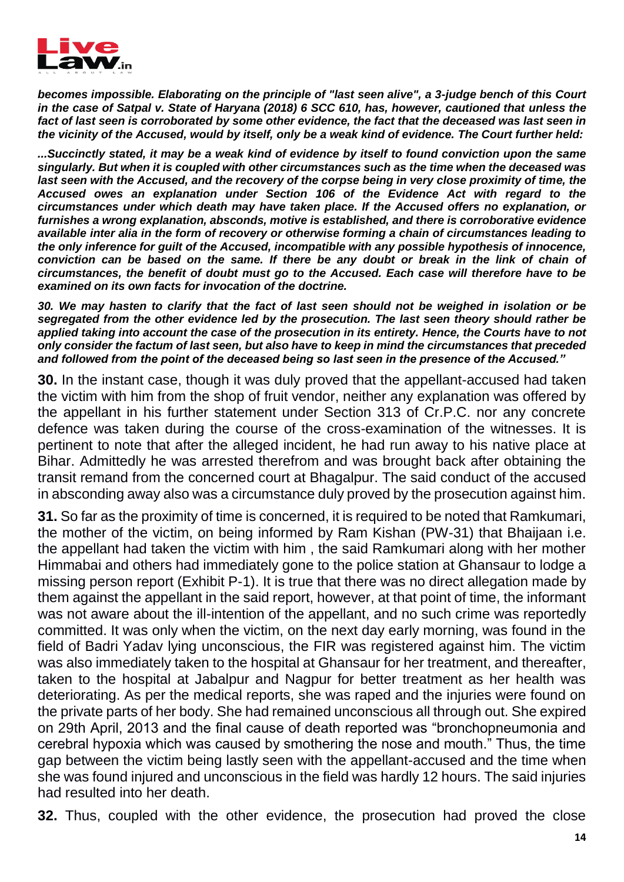***becomes impossible. Elaborating on the principle of "last seen alive", a 3-judge bench of this Court in the case of Satpal v. State of Haryana (2018) 6 SCC 610, has, however, cautioned that unless the fact of last seen is corroborated by some other evidence, the fact that the deceased was last seen in the vicinity of the Accused, would by itself, only be a weak kind of evidence. The Court further held:***

***...Succinctly stated, it may be a weak kind of evidence by itself to found conviction upon the same singularly. But when it is coupled with other circumstances such as the time when the deceased was last seen with the Accused, and the recovery of the corpse being in very close proximity of time, the Accused owes an explanation under Section 106 of the Evidence Act with regard to the circumstances under which death may have taken place. If the Accused offers no explanation, or furnishes a wrong explanation, absconds, motive is established, and there is corroborative evidence available inter alia in the form of recovery or otherwise forming a chain of circumstances leading to the only inference for guilt of the Accused, incompatible with any possible hypothesis of innocence, conviction can be based on the same. If there be any doubt or break in the link of chain of circumstances, the benefit of doubt must go to the Accused. Each case will therefore have to be examined on its own facts for invocation of the doctrine.***

***30. We may hasten to clarify that the fact of last seen should not be weighed in isolation or be segregated from the other evidence led by the prosecution. The last seen theory should rather be applied taking into account the case of the prosecution in its entirety. Hence, the Courts have to not only consider the factum of last seen, but also have to keep in mind the circumstances that preceded and followed from the point of the deceased being so last seen in the presence of the Accused."***

**30.** In the instant case, though it was duly proved that the appellant-accused had taken the victim with him from the shop of fruit vendor, neither any explanation was offered by the appellant in his further statement under Section 313 of Cr.P.C. nor any concrete defence was taken during the course of the cross-examination of the witnesses. It is pertinent to note that after the alleged incident, he had run away to his native place at Bihar. Admittedly he was arrested therefrom and was brought back after obtaining the transit remand from the concerned court at Bhagalpur. The said conduct of the accused in absconding away also was a circumstance duly proved by the prosecution against him.

**31.** So far as the proximity of time is concerned, it is required to be noted that Ramkumari, the mother of the victim, on being informed by Ram Kishan (PW-31) that Bhaijaan i.e. the appellant had taken the victim with him , the said Ramkumari along with her mother Himmabai and others had immediately gone to the police station at Ghansaur to lodge a missing person report (Exhibit P-1). It is true that there was no direct allegation made by them against the appellant in the said report, however, at that point of time, the informant was not aware about the ill-intention of the appellant, and no such crime was reportedly committed. It was only when the victim, on the next day early morning, was found in the field of Badri Yadav lying unconscious, the FIR was registered against him. The victim was also immediately taken to the hospital at Ghansaur for her treatment, and thereafter, taken to the hospital at Jabalpur and Nagpur for better treatment as her health was deteriorating. As per the medical reports, she was raped and the injuries were found on the private parts of her body. She had remained unconscious all through out. She expired on 29th April, 2013 and the final cause of death reported was "bronchopneumonia and cerebral hypoxia which was caused by smothering the nose and mouth." Thus, the time gap between the victim being lastly seen with the appellant-accused and the time when she was found injured and unconscious in the field was hardly 12 hours. The said injuries had resulted into her death.

**32.** Thus, coupled with the other evidence, the prosecution had proved the close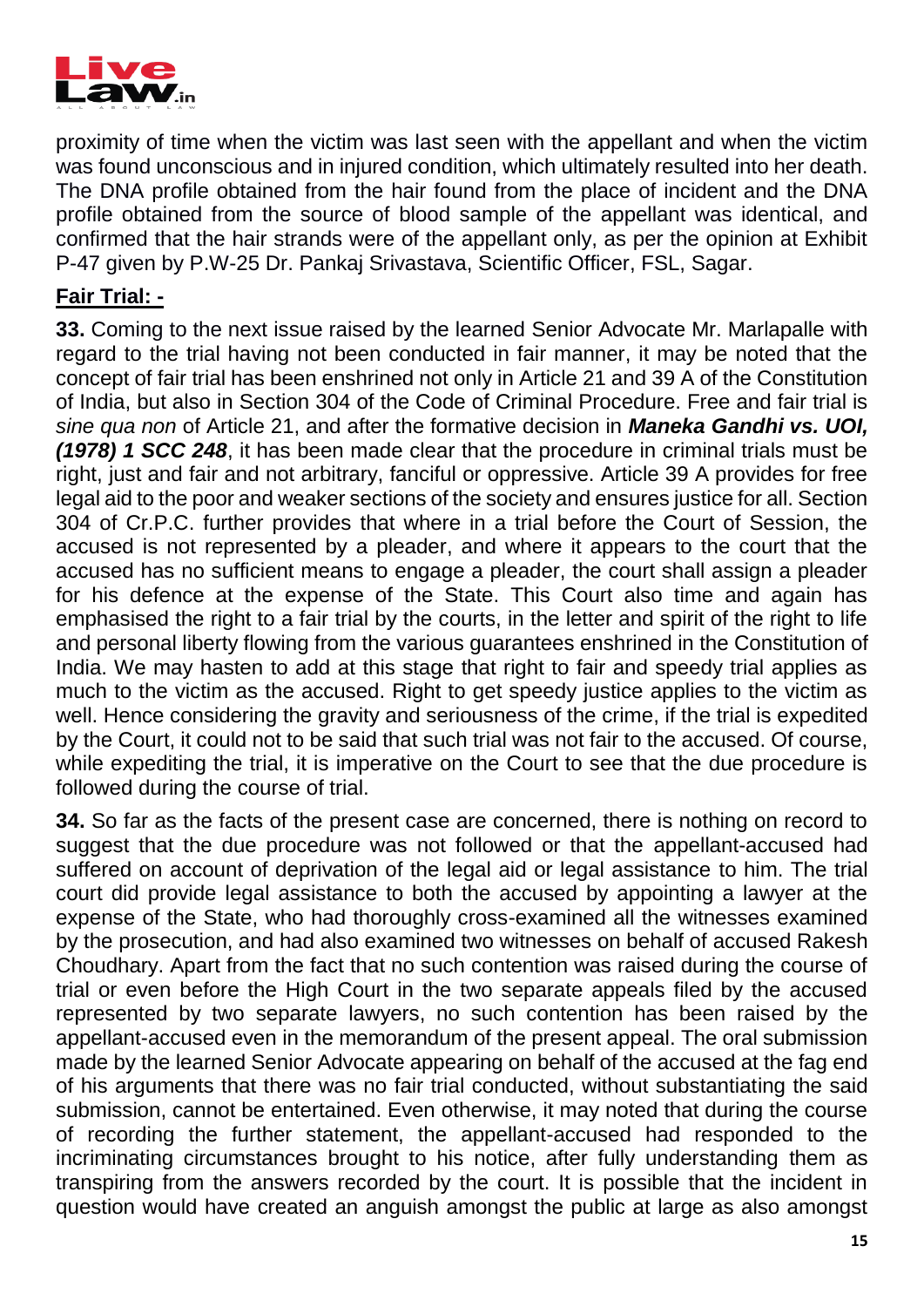proximity of time when the victim was last seen with the appellant and when the victim was found unconscious and in injured condition, which ultimately resulted into her death. The DNA profile obtained from the hair found from the place of incident and the DNA profile obtained from the source of blood sample of the appellant was identical, and confirmed that the hair strands were of the appellant only, as per the opinion at Exhibit P-47 given by P.W-25 Dr. Pankaj Srivastava, Scientific Officer, FSL, Sagar.

**Fair Trial: -**

**33.** Coming to the next issue raised by the learned Senior Advocate Mr. Marlapalle with regard to the trial having not been conducted in fair manner, it may be noted that the concept of fair trial has been enshrined not only in Article 21 and 39 A of the Constitution of India, but also in Section 304 of the Code of Criminal Procedure. Free and fair trial is *sine qua non* of Article 21, and after the formative decision in ***Maneka Gandhi vs. UOI, (1978) 1 SCC 248***, it has been made clear that the procedure in criminal trials must be right, just and fair and not arbitrary, fanciful or oppressive. Article 39 A provides for free legal aid to the poor and weaker sections of the society and ensures justice for all. Section 304 of Cr.P.C. further provides that where in a trial before the Court of Session, the accused is not represented by a pleader, and where it appears to the court that the accused has no sufficient means to engage a pleader, the court shall assign a pleader for his defence at the expense of the State. This Court also time and again has emphasised the right to a fair trial by the courts, in the letter and spirit of the right to life and personal liberty flowing from the various guarantees enshrined in the Constitution of India. We may hasten to add at this stage that right to fair and speedy trial applies as much to the victim as the accused. Right to get speedy justice applies to the victim as well. Hence considering the gravity and seriousness of the crime, if the trial is expedited by the Court, it could not to be said that such trial was not fair to the accused. Of course, while expediting the trial, it is imperative on the Court to see that the due procedure is followed during the course of trial.

**34.** So far as the facts of the present case are concerned, there is nothing on record to suggest that the due procedure was not followed or that the appellant-accused had suffered on account of deprivation of the legal aid or legal assistance to him. The trial court did provide legal assistance to both the accused by appointing a lawyer at the expense of the State, who had thoroughly cross-examined all the witnesses examined by the prosecution, and had also examined two witnesses on behalf of accused Rakesh Choudhary. Apart from the fact that no such contention was raised during the course of trial or even before the High Court in the two separate appeals filed by the accused represented by two separate lawyers, no such contention has been raised by the appellant-accused even in the memorandum of the present appeal. The oral submission made by the learned Senior Advocate appearing on behalf of the accused at the fag end of his arguments that there was no fair trial conducted, without substantiating the said submission, cannot be entertained. Even otherwise, it may noted that during the course of recording the further statement, the appellant-accused had responded to the incriminating circumstances brought to his notice, after fully understanding them as transpiring from the answers recorded by the court. It is possible that the incident in question would have created an anguish amongst the public at large as also amongst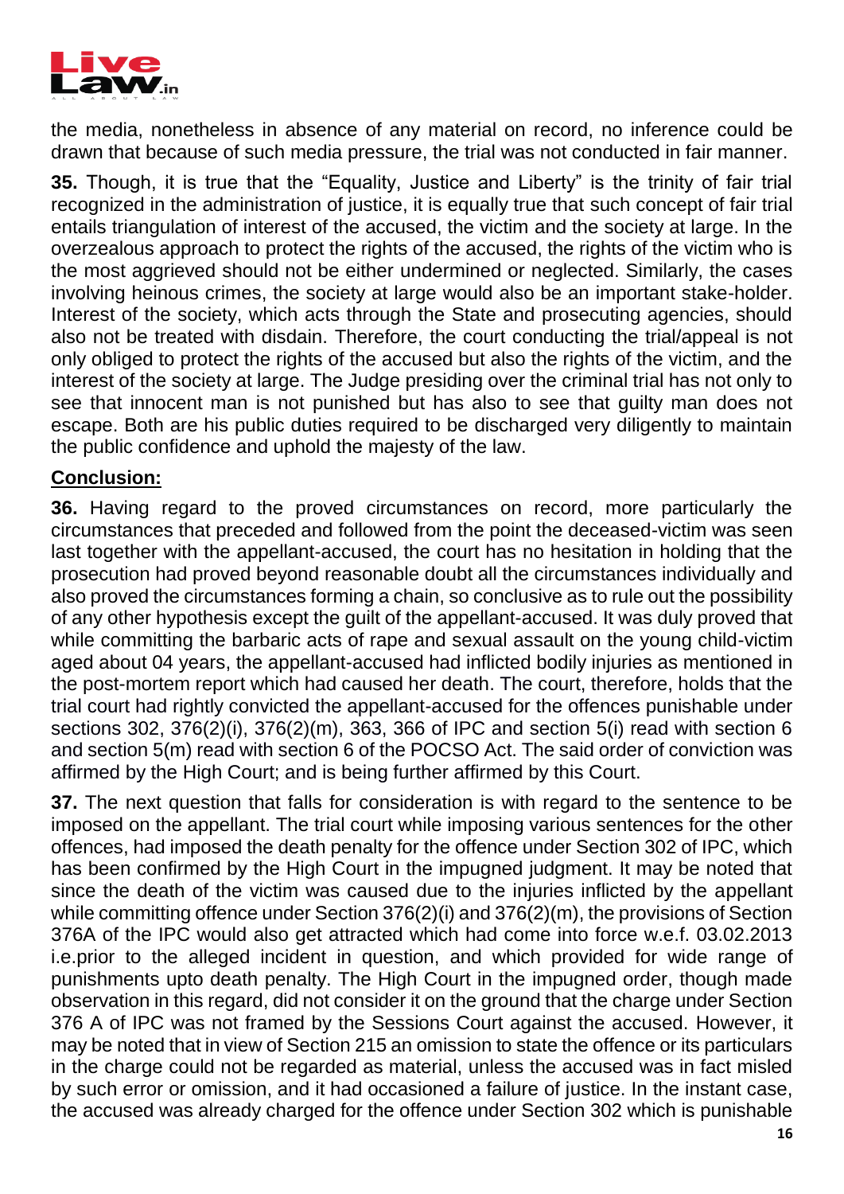the media, nonetheless in absence of any material on record, no inference could be drawn that because of such media pressure, the trial was not conducted in fair manner.

**35.** Though, it is true that the "Equality, Justice and Liberty" is the trinity of fair trial recognized in the administration of justice, it is equally true that such concept of fair trial entails triangulation of interest of the accused, the victim and the society at large. In the overzealous approach to protect the rights of the accused, the rights of the victim who is the most aggrieved should not be either undermined or neglected. Similarly, the cases involving heinous crimes, the society at large would also be an important stake-holder. Interest of the society, which acts through the State and prosecuting agencies, should also not be treated with disdain. Therefore, the court conducting the trial/appeal is not only obliged to protect the rights of the accused but also the rights of the victim, and the interest of the society at large. The Judge presiding over the criminal trial has not only to see that innocent man is not punished but has also to see that guilty man does not escape. Both are his public duties required to be discharged very diligently to maintain the public confidence and uphold the majesty of the law.

## Conclusion:

**36.** Having regard to the proved circumstances on record, more particularly the circumstances that preceded and followed from the point the deceased-victim was seen last together with the appellant-accused, the court has no hesitation in holding that the prosecution had proved beyond reasonable doubt all the circumstances individually and also proved the circumstances forming a chain, so conclusive as to rule out the possibility of any other hypothesis except the guilt of the appellant-accused. It was duly proved that while committing the barbaric acts of rape and sexual assault on the young child-victim aged about 04 years, the appellant-accused had inflicted bodily injuries as mentioned in the post-mortem report which had caused her death. The court, therefore, holds that the trial court had rightly convicted the appellant-accused for the offences punishable under sections 302, 376(2)(i), 376(2)(m), 363, 366 of IPC and section 5(i) read with section 6 and section 5(m) read with section 6 of the POCSO Act. The said order of conviction was affirmed by the High Court; and is being further affirmed by this Court.

**37.** The next question that falls for consideration is with regard to the sentence to be imposed on the appellant. The trial court while imposing various sentences for the other offences, had imposed the death penalty for the offence under Section 302 of IPC, which has been confirmed by the High Court in the impugned judgment. It may be noted that since the death of the victim was caused due to the injuries inflicted by the appellant while committing offence under Section 376(2)(i) and 376(2)(m), the provisions of Section 376A of the IPC would also get attracted which had come into force w.e.f. 03.02.2013 i.e.prior to the alleged incident in question, and which provided for wide range of punishments upto death penalty. The High Court in the impugned order, though made observation in this regard, did not consider it on the ground that the charge under Section 376 A of IPC was not framed by the Sessions Court against the accused. However, it may be noted that in view of Section 215 an omission to state the offence or its particulars in the charge could not be regarded as material, unless the accused was in fact misled by such error or omission, and it had occasioned a failure of justice. In the instant case, the accused was already charged for the offence under Section 302 which is punishable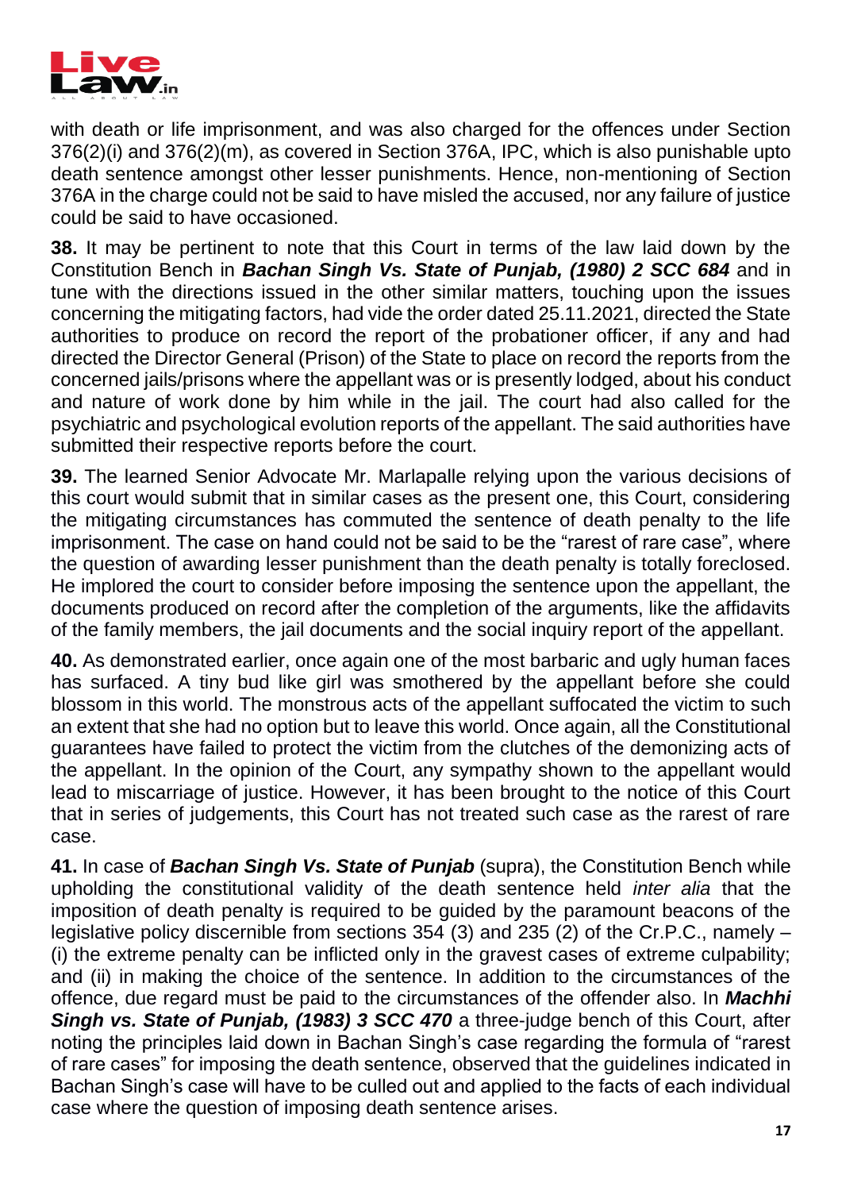with death or life imprisonment, and was also charged for the offences under Section 376(2)(i) and 376(2)(m), as covered in Section 376A, IPC, which is also punishable upto death sentence amongst other lesser punishments. Hence, non-mentioning of Section 376A in the charge could not be said to have misled the accused, nor any failure of justice could be said to have occasioned.

**38.** It may be pertinent to note that this Court in terms of the law laid down by the Constitution Bench in ***Bachan Singh Vs. State of Punjab, (1980) 2 SCC 684*** and in tune with the directions issued in the other similar matters, touching upon the issues concerning the mitigating factors, had vide the order dated 25.11.2021, directed the State authorities to produce on record the report of the probationer officer, if any and had directed the Director General (Prison) of the State to place on record the reports from the concerned jails/prisons where the appellant was or is presently lodged, about his conduct and nature of work done by him while in the jail. The court had also called for the psychiatric and psychological evolution reports of the appellant. The said authorities have submitted their respective reports before the court.

**39.** The learned Senior Advocate Mr. Marlapalle relying upon the various decisions of this court would submit that in similar cases as the present one, this Court, considering the mitigating circumstances has commuted the sentence of death penalty to the life imprisonment. The case on hand could not be said to be the "rarest of rare case", where the question of awarding lesser punishment than the death penalty is totally foreclosed. He implored the court to consider before imposing the sentence upon the appellant, the documents produced on record after the completion of the arguments, like the affidavits of the family members, the jail documents and the social inquiry report of the appellant.

**40.** As demonstrated earlier, once again one of the most barbaric and ugly human faces has surfaced. A tiny bud like girl was smothered by the appellant before she could blossom in this world. The monstrous acts of the appellant suffocated the victim to such an extent that she had no option but to leave this world. Once again, all the Constitutional guarantees have failed to protect the victim from the clutches of the demonizing acts of the appellant. In the opinion of the Court, any sympathy shown to the appellant would lead to miscarriage of justice. However, it has been brought to the notice of this Court that in series of judgements, this Court has not treated such case as the rarest of rare case.

**41.** In case of ***Bachan Singh Vs. State of Punjab*** (supra), the Constitution Bench while upholding the constitutional validity of the death sentence held *inter alia* that the imposition of death penalty is required to be guided by the paramount beacons of the legislative policy discernible from sections 354 (3) and 235 (2) of the Cr.P.C., namely – (i) the extreme penalty can be inflicted only in the gravest cases of extreme culpability; and (ii) in making the choice of the sentence. In addition to the circumstances of the offence, due regard must be paid to the circumstances of the offender also. In ***Machhi Singh vs. State of Punjab, (1983) 3 SCC 470*** a three-judge bench of this Court, after noting the principles laid down in Bachan Singh's case regarding the formula of "rarest of rare cases" for imposing the death sentence, observed that the guidelines indicated in Bachan Singh's case will have to be culled out and applied to the facts of each individual case where the question of imposing death sentence arises.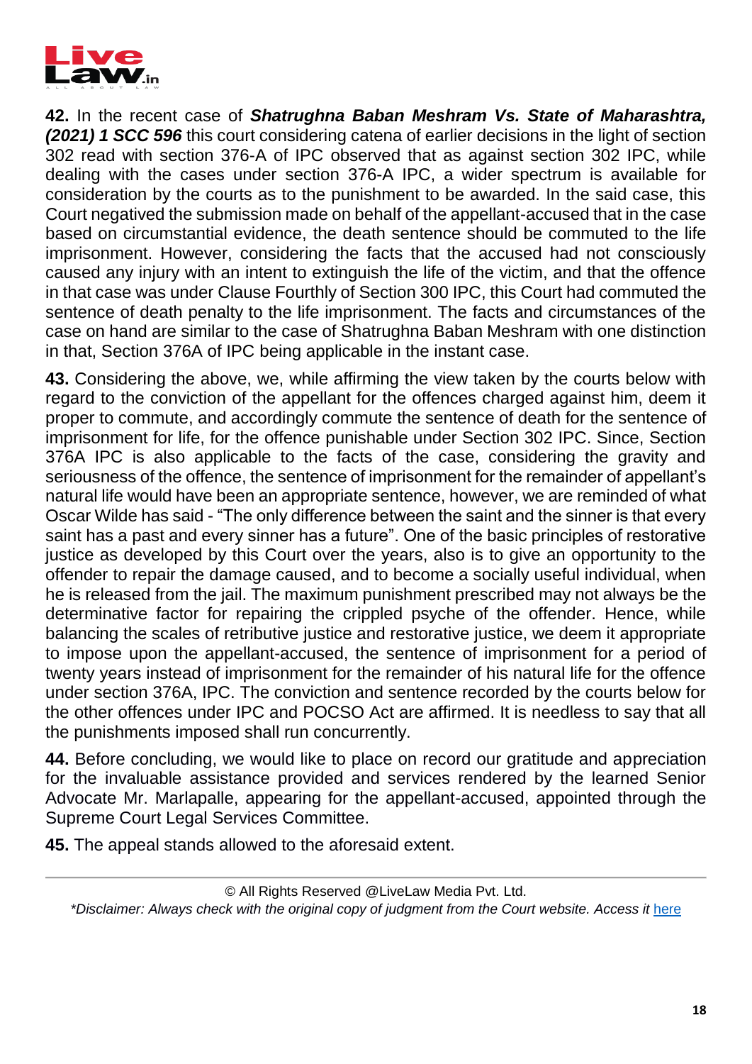**42.** In the recent case of ***Shatrughna Baban Meshram Vs. State of Maharashtra, (2021) 1 SCC 596*** this court considering catena of earlier decisions in the light of section 302 read with section 376-A of IPC observed that as against section 302 IPC, while dealing with the cases under section 376-A IPC, a wider spectrum is available for consideration by the courts as to the punishment to be awarded. In the said case, this Court negatived the submission made on behalf of the appellant-accused that in the case based on circumstantial evidence, the death sentence should be commuted to the life imprisonment. However, considering the facts that the accused had not consciously caused any injury with an intent to extinguish the life of the victim, and that the offence in that case was under Clause Fourthly of Section 300 IPC, this Court had commuted the sentence of death penalty to the life imprisonment. The facts and circumstances of the case on hand are similar to the case of Shatrughna Baban Meshram with one distinction in that, Section 376A of IPC being applicable in the instant case.

**43.** Considering the above, we, while affirming the view taken by the courts below with regard to the conviction of the appellant for the offences charged against him, deem it proper to commute, and accordingly commute the sentence of death for the sentence of imprisonment for life, for the offence punishable under Section 302 IPC. Since, Section 376A IPC is also applicable to the facts of the case, considering the gravity and seriousness of the offence, the sentence of imprisonment for the remainder of appellant's natural life would have been an appropriate sentence, however, we are reminded of what Oscar Wilde has said - "The only difference between the saint and the sinner is that every saint has a past and every sinner has a future". One of the basic principles of restorative justice as developed by this Court over the years, also is to give an opportunity to the offender to repair the damage caused, and to become a socially useful individual, when he is released from the jail. The maximum punishment prescribed may not always be the determinative factor for repairing the crippled psyche of the offender. Hence, while balancing the scales of retributive justice and restorative justice, we deem it appropriate to impose upon the appellant-accused, the sentence of imprisonment for a period of twenty years instead of imprisonment for the remainder of his natural life for the offence under section 376A, IPC. The conviction and sentence recorded by the courts below for the other offences under IPC and POCSO Act are affirmed. It is needless to say that all the punishments imposed shall run concurrently.

**44.** Before concluding, we would like to place on record our gratitude and appreciation for the invaluable assistance provided and services rendered by the learned Senior Advocate Mr. Marlapalle, appearing for the appellant-accused, appointed through the Supreme Court Legal Services Committee.

**45.** The appeal stands allowed to the aforesaid extent.